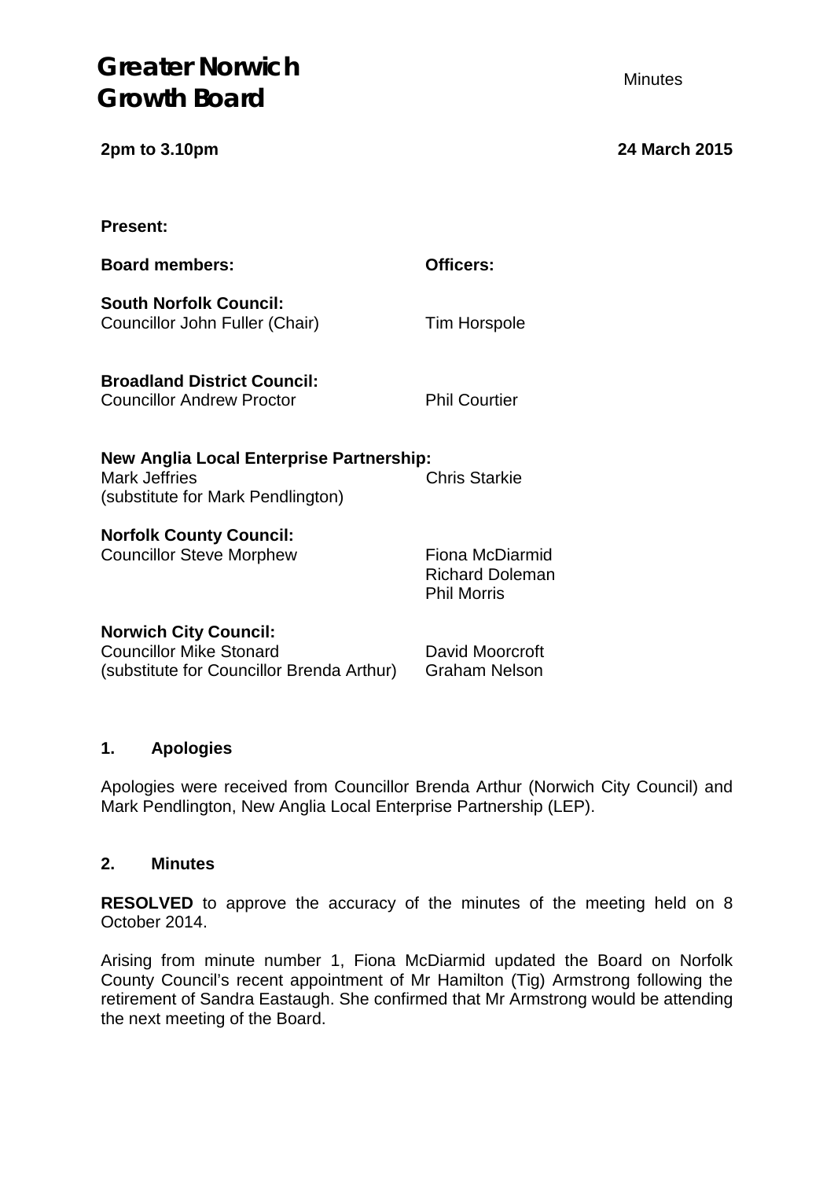# Greater Norwich Growth Board

Minutes

**2pm to 3.10pm** **24 March 2015**

**Present:**

| **Board members:** | **Officers:** |
|---|---|
| **South Norfolk Council:** | |
| Councillor John Fuller (Chair) | Tim Horspole |
| **Broadland District Council:** | |
| Councillor Andrew Proctor | Phil Courtier |
| **New Anglia Local Enterprise Partnership:** | |
| Mark Jeffries (substitute for Mark Pendlington) | Chris Starkie |
| **Norfolk County Council:** | |
| Councillor Steve Morphew | Fiona McDiarmid<br>Richard Doleman<br>Phil Morris |
| **Norwich City Council:** | |
| Councillor Mike Stonard (substitute for Councillor Brenda Arthur) | David Moorcroft<br>Graham Nelson |

## 1. Apologies

Apologies were received from Councillor Brenda Arthur (Norwich City Council) and Mark Pendlington, New Anglia Local Enterprise Partnership (LEP).

## 2. Minutes

**RESOLVED** to approve the accuracy of the minutes of the meeting held on 8 October 2014.

Arising from minute number 1, Fiona McDiarmid updated the Board on Norfolk County Council's recent appointment of Mr Hamilton (Tig) Armstrong following the retirement of Sandra Eastaugh. She confirmed that Mr Armstrong would be attending the next meeting of the Board.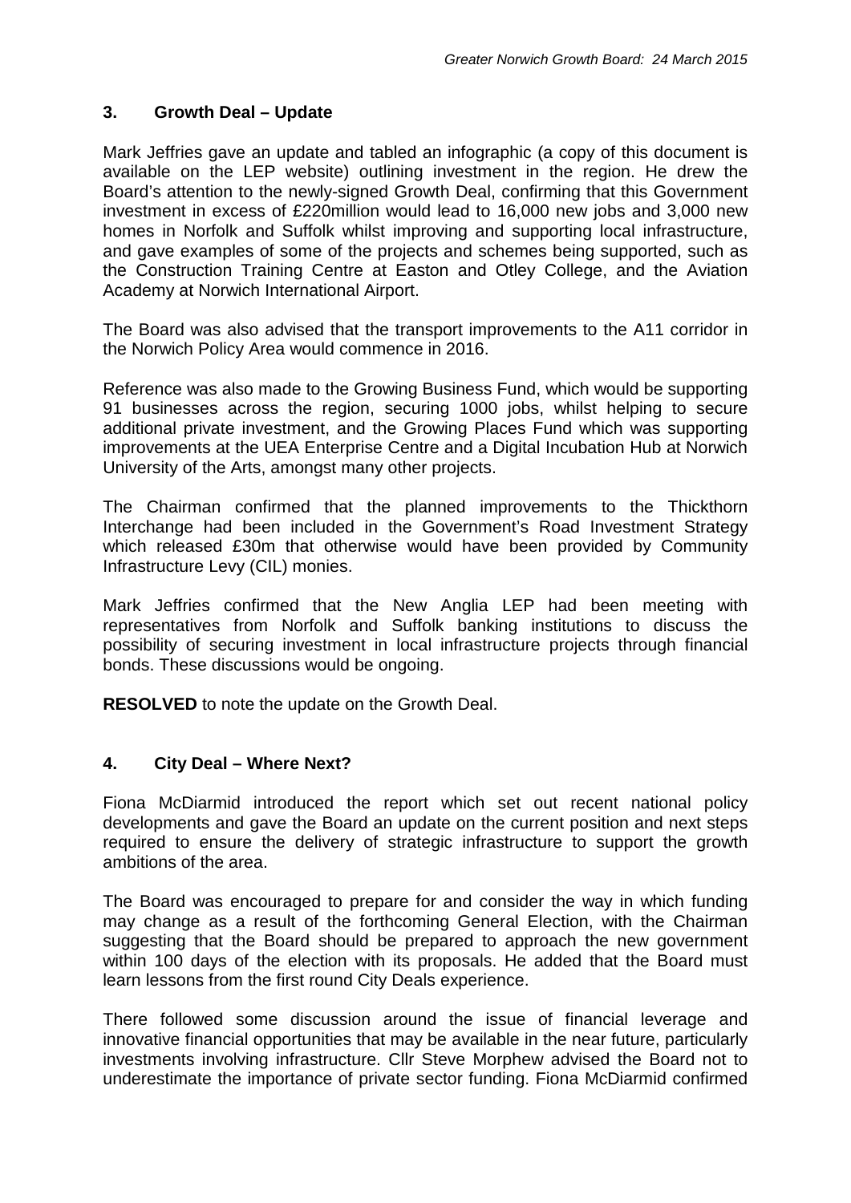## 3. Growth Deal – Update

Mark Jeffries gave an update and tabled an infographic (a copy of this document is available on the LEP website) outlining investment in the region. He drew the Board's attention to the newly-signed Growth Deal, confirming that this Government investment in excess of £220million would lead to 16,000 new jobs and 3,000 new homes in Norfolk and Suffolk whilst improving and supporting local infrastructure, and gave examples of some of the projects and schemes being supported, such as the Construction Training Centre at Easton and Otley College, and the Aviation Academy at Norwich International Airport.

The Board was also advised that the transport improvements to the A11 corridor in the Norwich Policy Area would commence in 2016.

Reference was also made to the Growing Business Fund, which would be supporting 91 businesses across the region, securing 1000 jobs, whilst helping to secure additional private investment, and the Growing Places Fund which was supporting improvements at the UEA Enterprise Centre and a Digital Incubation Hub at Norwich University of the Arts, amongst many other projects.

The Chairman confirmed that the planned improvements to the Thickthorn Interchange had been included in the Government's Road Investment Strategy which released £30m that otherwise would have been provided by Community Infrastructure Levy (CIL) monies.

Mark Jeffries confirmed that the New Anglia LEP had been meeting with representatives from Norfolk and Suffolk banking institutions to discuss the possibility of securing investment in local infrastructure projects through financial bonds. These discussions would be ongoing.

**RESOLVED** to note the update on the Growth Deal.

## 4. City Deal – Where Next?

Fiona McDiarmid introduced the report which set out recent national policy developments and gave the Board an update on the current position and next steps required to ensure the delivery of strategic infrastructure to support the growth ambitions of the area.

The Board was encouraged to prepare for and consider the way in which funding may change as a result of the forthcoming General Election, with the Chairman suggesting that the Board should be prepared to approach the new government within 100 days of the election with its proposals. He added that the Board must learn lessons from the first round City Deals experience.

There followed some discussion around the issue of financial leverage and innovative financial opportunities that may be available in the near future, particularly investments involving infrastructure. Cllr Steve Morphew advised the Board not to underestimate the importance of private sector funding. Fiona McDiarmid confirmed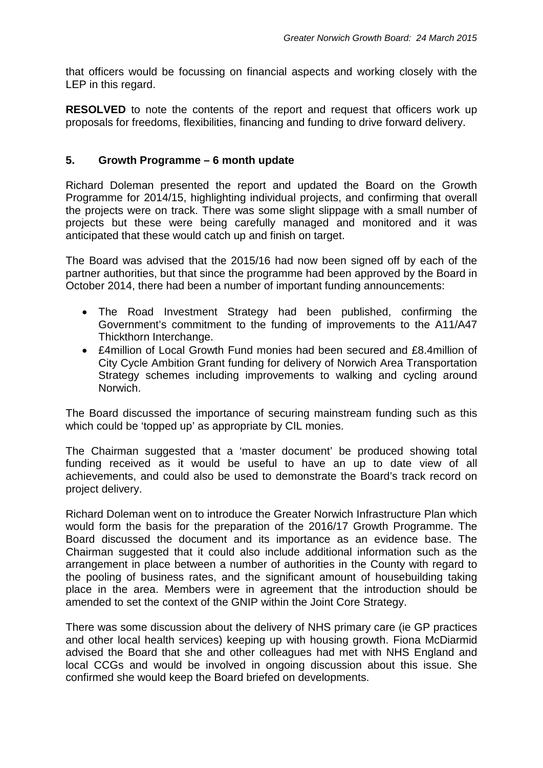that officers would be focussing on financial aspects and working closely with the LEP in this regard.

**RESOLVED** to note the contents of the report and request that officers work up proposals for freedoms, flexibilities, financing and funding to drive forward delivery.

## 5. Growth Programme – 6 month update

Richard Doleman presented the report and updated the Board on the Growth Programme for 2014/15, highlighting individual projects, and confirming that overall the projects were on track. There was some slight slippage with a small number of projects but these were being carefully managed and monitored and it was anticipated that these would catch up and finish on target.

The Board was advised that the 2015/16 had now been signed off by each of the partner authorities, but that since the programme had been approved by the Board in October 2014, there had been a number of important funding announcements:

- The Road Investment Strategy had been published, confirming the Government's commitment to the funding of improvements to the A11/A47 Thickthorn Interchange.
- £4million of Local Growth Fund monies had been secured and £8.4million of City Cycle Ambition Grant funding for delivery of Norwich Area Transportation Strategy schemes including improvements to walking and cycling around Norwich.

The Board discussed the importance of securing mainstream funding such as this which could be 'topped up' as appropriate by CIL monies.

The Chairman suggested that a 'master document' be produced showing total funding received as it would be useful to have an up to date view of all achievements, and could also be used to demonstrate the Board's track record on project delivery.

Richard Doleman went on to introduce the Greater Norwich Infrastructure Plan which would form the basis for the preparation of the 2016/17 Growth Programme. The Board discussed the document and its importance as an evidence base. The Chairman suggested that it could also include additional information such as the arrangement in place between a number of authorities in the County with regard to the pooling of business rates, and the significant amount of housebuilding taking place in the area. Members were in agreement that the introduction should be amended to set the context of the GNIP within the Joint Core Strategy.

There was some discussion about the delivery of NHS primary care (ie GP practices and other local health services) keeping up with housing growth. Fiona McDiarmid advised the Board that she and other colleagues had met with NHS England and local CCGs and would be involved in ongoing discussion about this issue. She confirmed she would keep the Board briefed on developments.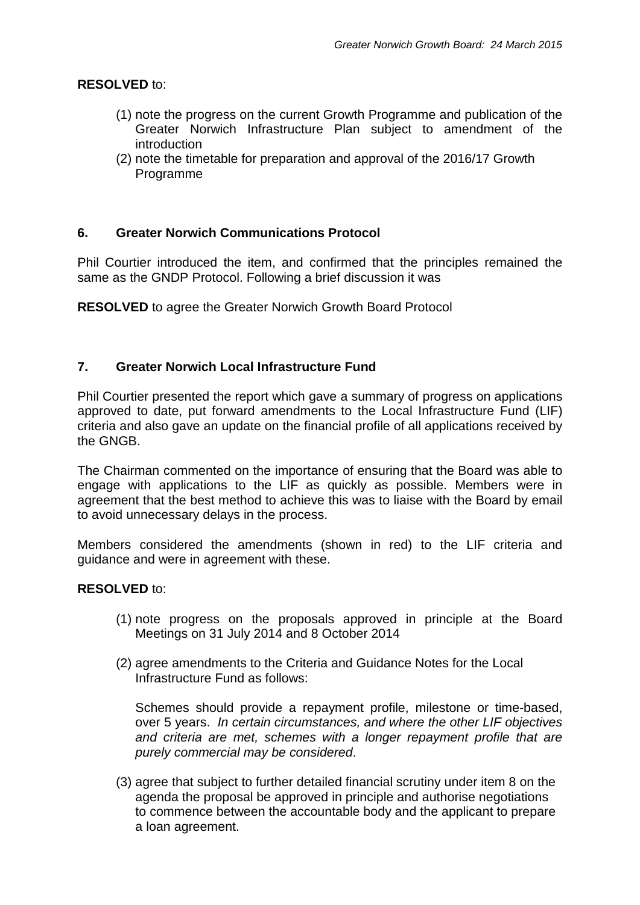**RESOLVED** to:

(1) note the progress on the current Growth Programme and publication of the Greater Norwich Infrastructure Plan subject to amendment of the introduction
(2) note the timetable for preparation and approval of the 2016/17 Growth Programme

## 6. Greater Norwich Communications Protocol

Phil Courtier introduced the item, and confirmed that the principles remained the same as the GNDP Protocol. Following a brief discussion it was

**RESOLVED** to agree the Greater Norwich Growth Board Protocol

## 7. Greater Norwich Local Infrastructure Fund

Phil Courtier presented the report which gave a summary of progress on applications approved to date, put forward amendments to the Local Infrastructure Fund (LIF) criteria and also gave an update on the financial profile of all applications received by the GNGB.

The Chairman commented on the importance of ensuring that the Board was able to engage with applications to the LIF as quickly as possible. Members were in agreement that the best method to achieve this was to liaise with the Board by email to avoid unnecessary delays in the process.

Members considered the amendments (shown in red) to the LIF criteria and guidance and were in agreement with these.

**RESOLVED** to:

(1) note progress on the proposals approved in principle at the Board Meetings on 31 July 2014 and 8 October 2014

(2) agree amendments to the Criteria and Guidance Notes for the Local Infrastructure Fund as follows:

Schemes should provide a repayment profile, milestone or time-based, over 5 years. *In certain circumstances, and where the other LIF objectives and criteria are met, schemes with a longer repayment profile that are purely commercial may be considered*.

(3) agree that subject to further detailed financial scrutiny under item 8 on the agenda the proposal be approved in principle and authorise negotiations to commence between the accountable body and the applicant to prepare a loan agreement.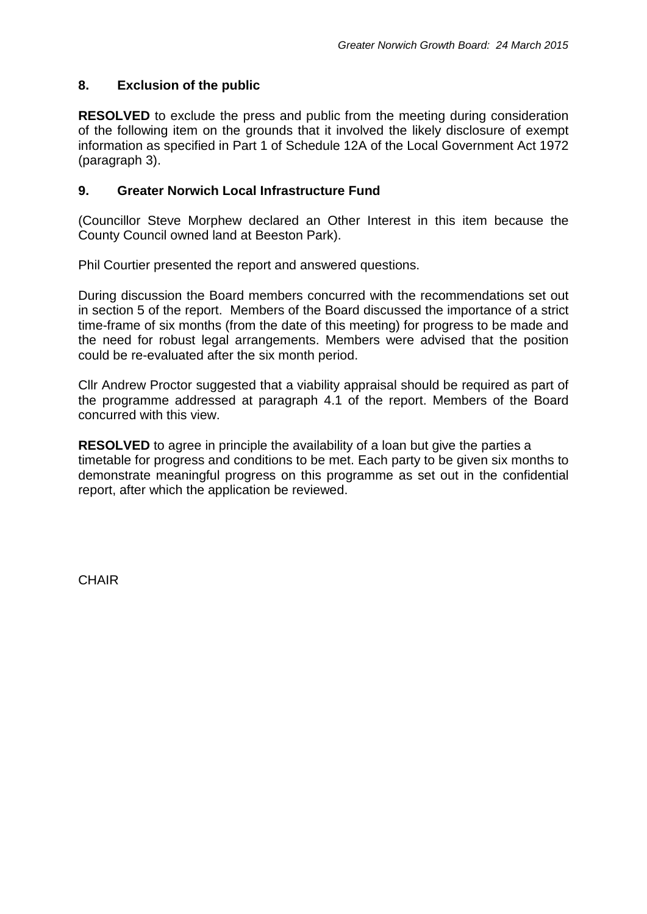## 8. Exclusion of the public

**RESOLVED** to exclude the press and public from the meeting during consideration of the following item on the grounds that it involved the likely disclosure of exempt information as specified in Part 1 of Schedule 12A of the Local Government Act 1972 (paragraph 3).

## 9. Greater Norwich Local Infrastructure Fund

(Councillor Steve Morphew declared an Other Interest in this item because the County Council owned land at Beeston Park).

Phil Courtier presented the report and answered questions.

During discussion the Board members concurred with the recommendations set out in section 5 of the report. Members of the Board discussed the importance of a strict time-frame of six months (from the date of this meeting) for progress to be made and the need for robust legal arrangements. Members were advised that the position could be re-evaluated after the six month period.

Cllr Andrew Proctor suggested that a viability appraisal should be required as part of the programme addressed at paragraph 4.1 of the report. Members of the Board concurred with this view.

**RESOLVED** to agree in principle the availability of a loan but give the parties a timetable for progress and conditions to be met. Each party to be given six months to demonstrate meaningful progress on this programme as set out in the confidential report, after which the application be reviewed.

CHAIR